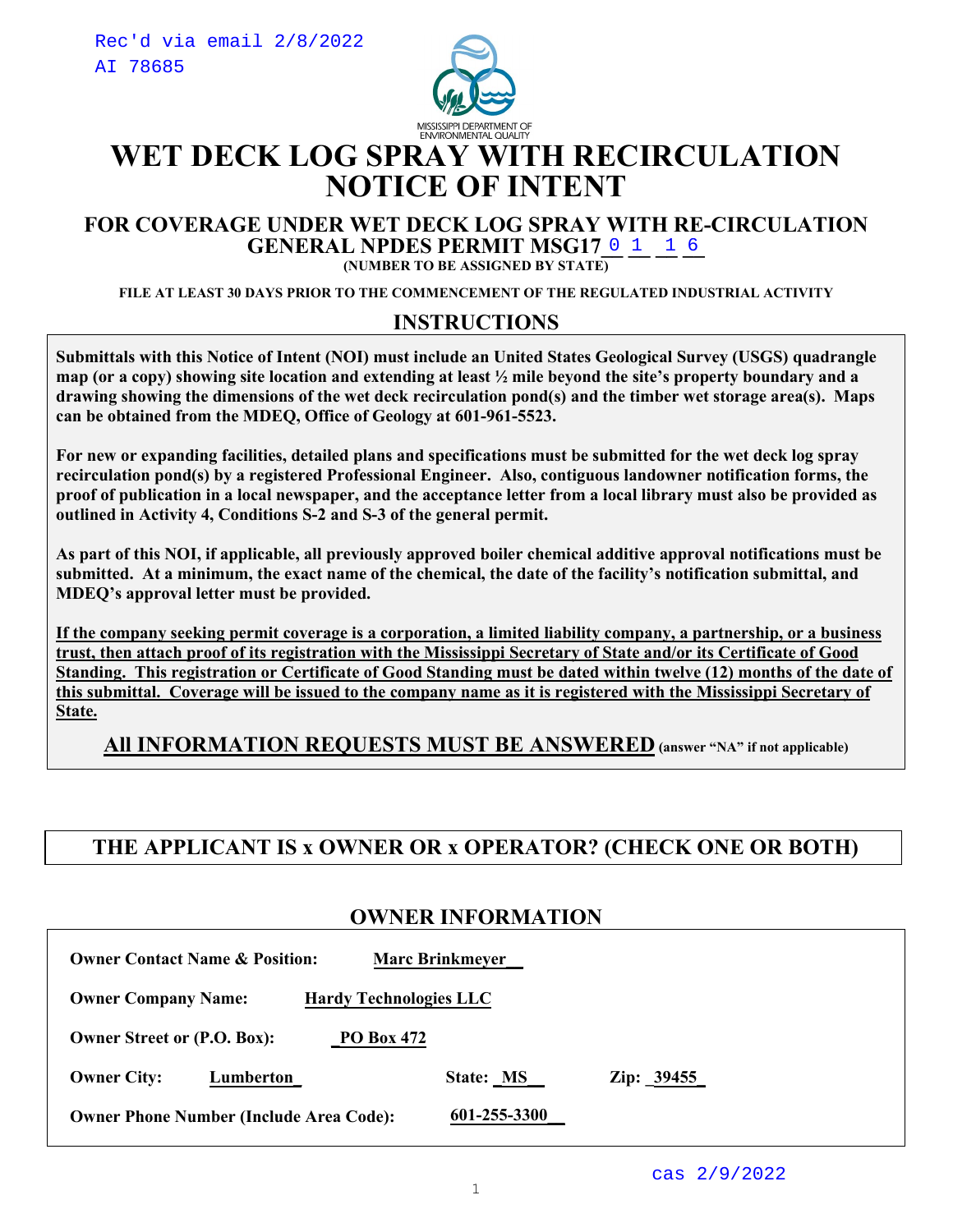Rec'd via email 2/8/2022
AI 78685

MISSISSIPPI DEPARTMENT OF ENVIRONMENTAL QUALITY

# WET DECK LOG SPRAY WITH RECIRCULATION NOTICE OF INTENT

### FOR COVERAGE UNDER WET DECK LOG SPRAY WITH RE-CIRCULATION GENERAL NPDES PERMIT MSG17 0 1 1 6

**(NUMBER TO BE ASSIGNED BY STATE)**

**FILE AT LEAST 30 DAYS PRIOR TO THE COMMENCEMENT OF THE REGULATED INDUSTRIAL ACTIVITY**

## INSTRUCTIONS

**Submittals with this Notice of Intent (NOI) must include an United States Geological Survey (USGS) quadrangle map (or a copy) showing site location and extending at least ½ mile beyond the site's property boundary and a drawing showing the dimensions of the wet deck recirculation pond(s) and the timber wet storage area(s). Maps can be obtained from the MDEQ, Office of Geology at 601-961-5523.**

**For new or expanding facilities, detailed plans and specifications must be submitted for the wet deck log spray recirculation pond(s) by a registered Professional Engineer. Also, contiguous landowner notification forms, the proof of publication in a local newspaper, and the acceptance letter from a local library must also be provided as outlined in Activity 4, Conditions S-2 and S-3 of the general permit.**

**As part of this NOI, if applicable, all previously approved boiler chemical additive approval notifications must be submitted. At a minimum, the exact name of the chemical, the date of the facility's notification submittal, and MDEQ's approval letter must be provided.**

**If the company seeking permit coverage is a corporation, a limited liability company, a partnership, or a business trust, then attach proof of its registration with the Mississippi Secretary of State and/or its Certificate of Good Standing. This registration or Certificate of Good Standing must be dated within twelve (12) months of the date of this submittal. Coverage will be issued to the company name as it is registered with the Mississippi Secretary of State.**

**All INFORMATION REQUESTS MUST BE ANSWERED** (answer "NA" if not applicable)

### THE APPLICANT IS x OWNER OR x OPERATOR? (CHECK ONE OR BOTH)

## OWNER INFORMATION

**Owner Contact Name & Position:** Marc Brinkmeyer

**Owner Company Name:** Hardy Technologies LLC

**Owner Street or (P.O. Box):** PO Box 472

**Owner City:** Lumberton **State:** MS **Zip:** 39455

**Owner Phone Number (Include Area Code):** 601-255-3300

cas 2/9/2022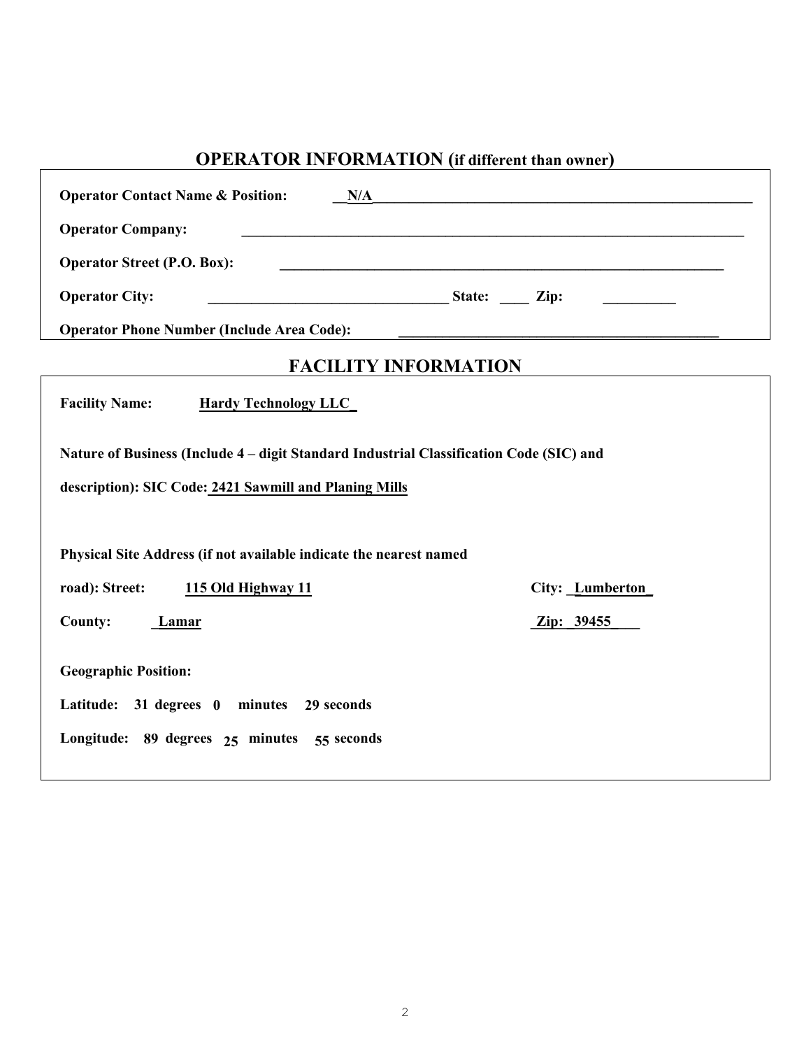## OPERATOR INFORMATION (if different than owner)

**Operator Contact Name & Position:** N/A

**Operator Company:** ______________________

**Operator Street (P.O. Box):** ______________________

**Operator City:** ______________________ **State:** ____ **Zip:** ________

**Operator Phone Number (Include Area Code):** ______________________

## FACILITY INFORMATION

**Facility Name:** Hardy Technology LLC

**Nature of Business (Include 4 – digit Standard Industrial Classification Code (SIC) and description): SIC Code:** 2421 Sawmill and Planing Mills

**Physical Site Address (if not available indicate the nearest named road): Street:** 115 Old Highway 11 **City:** Lumberton

**County:** Lamar **Zip:** 39455

**Geographic Position:**

**Latitude:** 31 degrees 0 minutes 29 seconds

**Longitude:** 89 degrees 25 minutes 55 seconds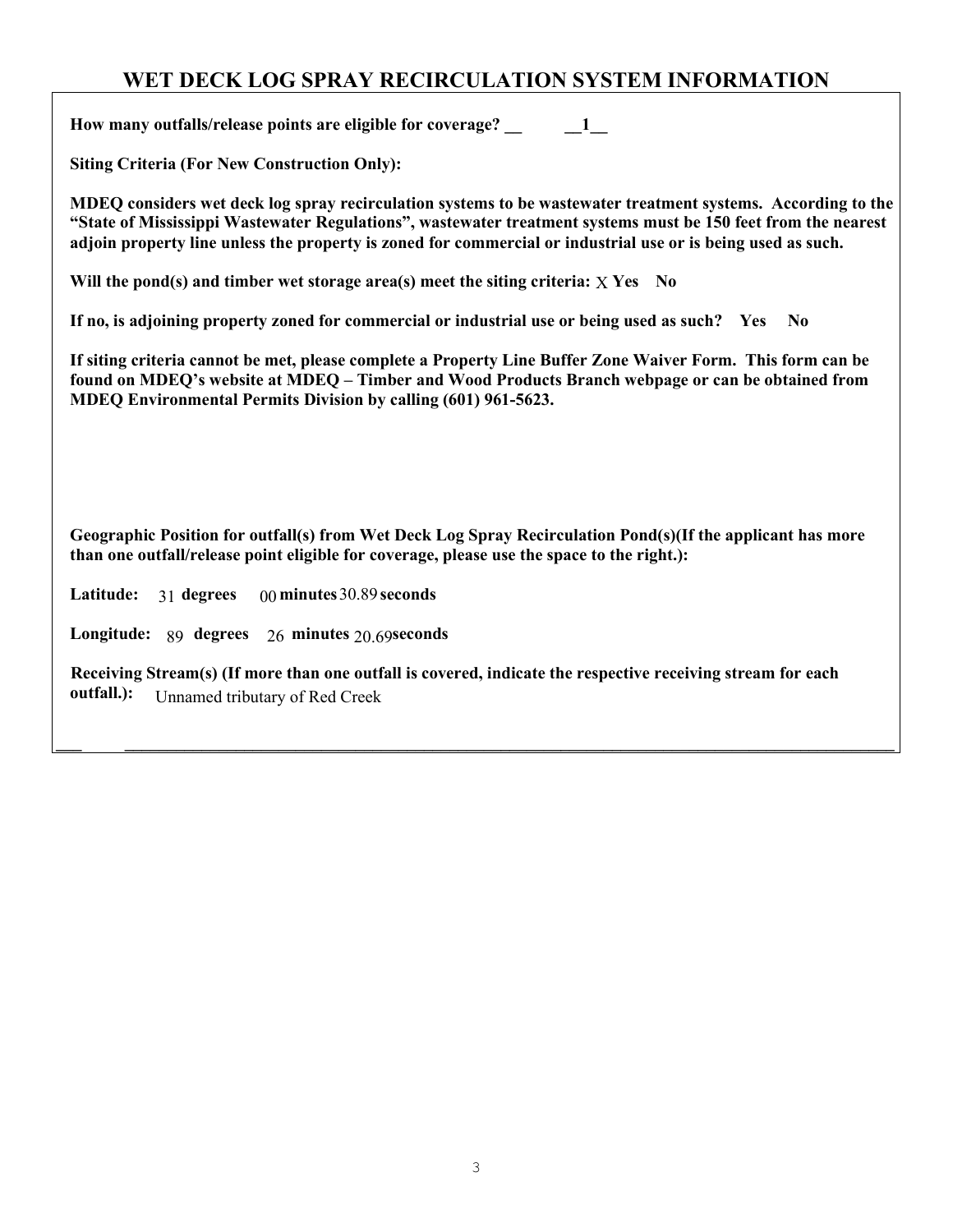# WET DECK LOG SPRAY RECIRCULATION SYSTEM INFORMATION

**How many outfalls/release points are eligible for coverage? __ __1__**

**Siting Criteria (For New Construction Only):**

**MDEQ considers wet deck log spray recirculation systems to be wastewater treatment systems. According to the "State of Mississippi Wastewater Regulations", wastewater treatment systems must be 150 feet from the nearest adjoin property line unless the property is zoned for commercial or industrial use or is being used as such.**

**Will the pond(s) and timber wet storage area(s) meet the siting criteria:** X **Yes No**

**If no, is adjoining property zoned for commercial or industrial use or being used as such? Yes No**

**If siting criteria cannot be met, please complete a Property Line Buffer Zone Waiver Form. This form can be found on MDEQ's website at MDEQ – Timber and Wood Products Branch webpage or can be obtained from MDEQ Environmental Permits Division by calling (601) 961-5623.**

**Geographic Position for outfall(s) from Wet Deck Log Spray Recirculation Pond(s)(If the applicant has more than one outfall/release point eligible for coverage, please use the space to the right.):**

**Latitude:** 31 **degrees** 00 **minutes** 30.89 **seconds**

**Longitude:** 89 **degrees** 26 **minutes** 20.69 **seconds**

**Receiving Stream(s) (If more than one outfall is covered, indicate the respective receiving stream for each outfall.):** Unnamed tributary of Red Creek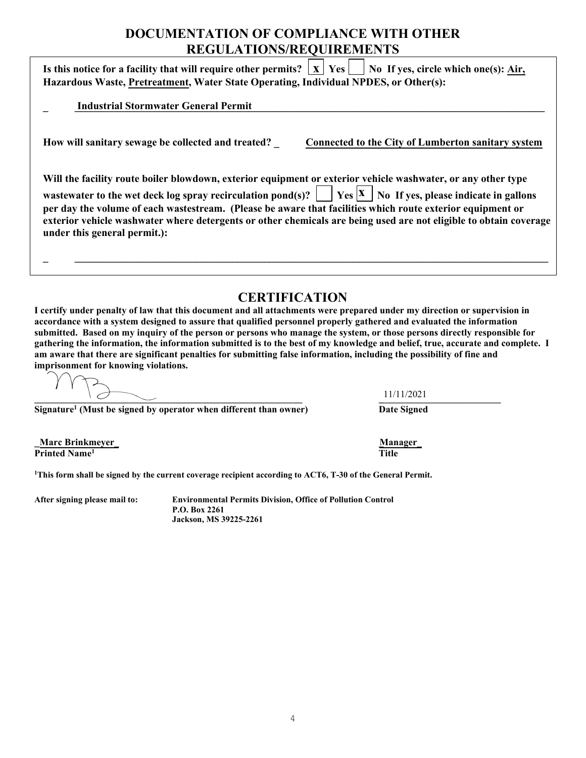## DOCUMENTATION OF COMPLIANCE WITH OTHER REGULATIONS/REQUIREMENTS

**Is this notice for a facility that will require other permits? [x] Yes [ ] No If yes, circle which one(s): Air, Hazardous Waste, Pretreatment, Water State Operating, Individual NPDES, or Other(s):**

**Industrial Stormwater General Permit**

**How will sanitary sewage be collected and treated?** **Connected to the City of Lumberton sanitary system**

**Will the facility route boiler blowdown, exterior equipment or exterior vehicle washwater, or any other type wastewater to the wet deck log spray recirculation pond(s)? [ ] Yes [x] No If yes, please indicate in gallons per day the volume of each wastestream. (Please be aware that facilities which route exterior equipment or exterior vehicle washwater where detergents or other chemicals are being used are not eligible to obtain coverage under this general permit.):**

## CERTIFICATION

**I certify under penalty of law that this document and all attachments were prepared under my direction or supervision in accordance with a system designed to assure that qualified personnel properly gathered and evaluated the information submitted. Based on my inquiry of the person or persons who manage the system, or those persons directly responsible for gathering the information, the information submitted is to the best of my knowledge and belief, true, accurate and complete. I am aware that there are significant penalties for submitting false information, including the possibility of fine and imprisonment for knowing violations.**

| | |
|---|---|
| **Signature[1] (Must be signed by operator when different than owner)** | 11/11/2021<br>**Date Signed** |
| **Marc Brinkmeyer**<br>**Printed Name[1]** | **Manager**<br>**Title** |

**[1]This form shall be signed by the current coverage recipient according to ACT6, T-30 of the General Permit.**

**After signing please mail to:** **Environmental Permits Division, Office of Pollution Control**
**P.O. Box 2261**
**Jackson, MS 39225-2261**